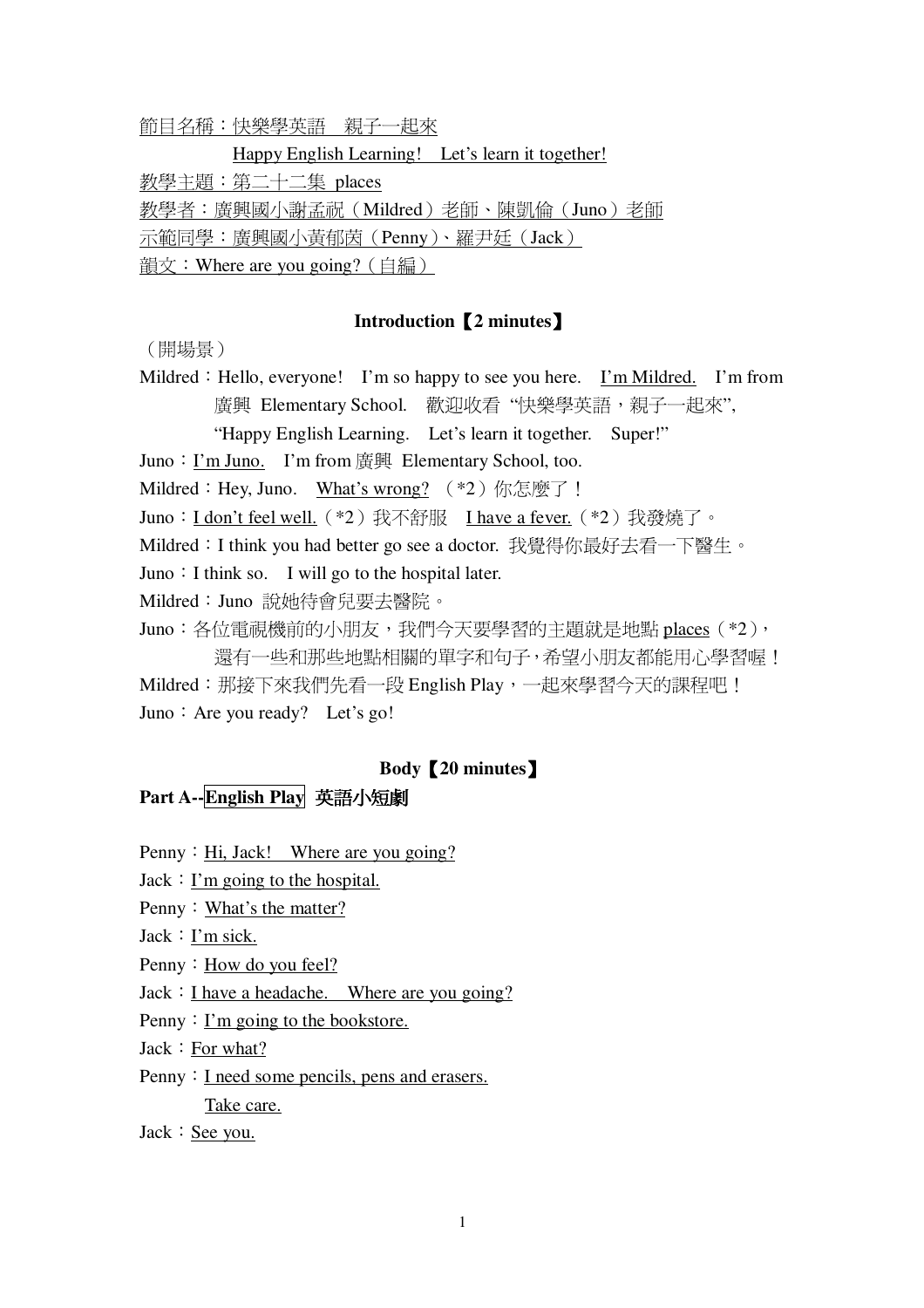節目名稱：快樂學英語　親子一起來

Happy English Learning!　Let's learn it together!

教學主題：第二十二集 places

教學者：廣興國小謝孟祝（Mildred）老師、陳凱倫（Juno）老師

示範同學：廣興國小黃郁茵（Penny）、羅尹廷（Jack）

韻文：Where are you going?（自編）

## Introduction【2 minutes】

（開場景）

Mildred：Hello, everyone!　I'm so happy to see you here.　I'm Mildred.　I'm from 廣興 Elementary School.　歡迎收看 "快樂學英語，親子一起來", "Happy English Learning.　Let's learn it together.　Super!"

Juno：I'm Juno.　I'm from 廣興 Elementary School, too.

Mildred：Hey, Juno.　What's wrong?（*2）你怎麼了！

Juno：I don't feel well.（*2）我不舒服　I have a fever.（*2）我發燒了。

Mildred：I think you had better go see a doctor. 我覺得你最好去看一下醫生。

Juno：I think so.　I will go to the hospital later.

Mildred：Juno 說她待會兒要去醫院。

Juno：各位電視機前的小朋友，我們今天要學習的主題就是地點 places（*2），還有一些和那些地點相關的單字和句子，希望小朋友都能用心學習喔！

Mildred：那接下來我們先看一段 English Play，一起來學習今天的課程吧！

Juno：Are you ready?　Let's go!

## Body【20 minutes】

### Part A--English Play 英語小短劇

Penny：Hi, Jack!　Where are you going?

Jack：I'm going to the hospital.

Penny：What's the matter?

Jack：I'm sick.

Penny：How do you feel?

Jack：I have a headache.　Where are you going?

Penny：I'm going to the bookstore.

Jack：For what?

Penny：I need some pencils, pens and erasers.
Take care.

Jack：See you.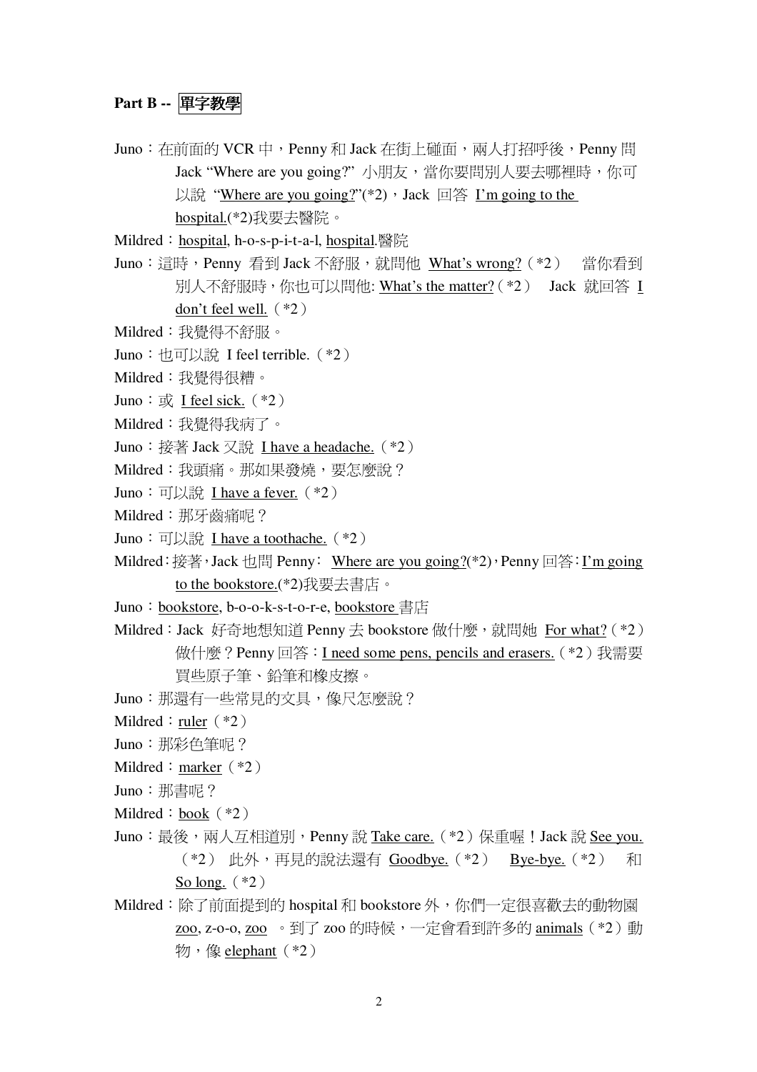**Part B --** **單字教學**

Juno：在前面的 VCR 中，Penny 和 Jack 在街上碰面，兩人打招呼後，Penny 問 Jack “Where are you going?” 小朋友，當你要問別人要去哪裡時，你可以說 “<u>Where are you going?</u>”(*2)，Jack 回答 <u>I’m going to the hospital.</u>(*2)我要去醫院。

Mildred：<u>hospital</u>, h-o-s-p-i-t-a-l, <u>hospital</u>.醫院

Juno：這時，Penny 看到 Jack 不舒服，就問他 <u>What’s wrong?</u>（*2） 當你看到別人不舒服時，你也可以問他: <u>What’s the matter?</u>（*2） Jack 就回答 <u>I don’t feel well.</u>（*2）

Mildred：我覺得不舒服。

Juno：也可以說 I feel terrible.（*2）

Mildred：我覺得很糟。

Juno：或 <u>I feel sick.</u>（*2）

Mildred：我覺得我病了。

Juno：接著 Jack 又說 <u>I have a headache.</u>（*2）

Mildred：我頭痛。那如果發燒，要怎麼說？

Juno：可以說 <u>I have a fever.</u>（*2）

Mildred：那牙齒痛呢？

Juno：可以說 <u>I have a toothache.</u>（*2）

Mildred：接著，Jack 也問 Penny： <u>Where are you going?</u>(*2)，Penny 回答：<u>I’m going to the bookstore.</u>(*2)我要去書店。

Juno：<u>bookstore</u>, b-o-o-k-s-t-o-r-e, <u>bookstore</u> 書店

Mildred：Jack 好奇地想知道 Penny 去 bookstore 做什麼，就問她 <u>For what?</u>（*2）做什麼？Penny 回答：<u>I need some pens, pencils and erasers.</u>（*2）我需要買些原子筆、鉛筆和橡皮擦。

Juno：那還有一些常見的文具，像尺怎麼說？

Mildred：<u>ruler</u>（*2）

Juno：那彩色筆呢？

Mildred：<u>marker</u>（*2）

Juno：那書呢？

Mildred：<u>book</u>（*2）

Juno：最後，兩人互相道別，Penny 說 <u>Take care.</u>（*2）保重喔！Jack 說 <u>See you.</u>（*2） 此外，再見的說法還有 <u>Goodbye.</u>（*2） <u>Bye-bye.</u>（*2） 和 <u>So long.</u>（*2）

Mildred：除了前面提到的 hospital 和 bookstore 外，你們一定很喜歡去的動物園 <u>zoo</u>, z-o-o, <u>zoo</u> 。到了 zoo 的時候，一定會看到許多的 <u>animals</u>（*2）動物，像 <u>elephant</u>（*2）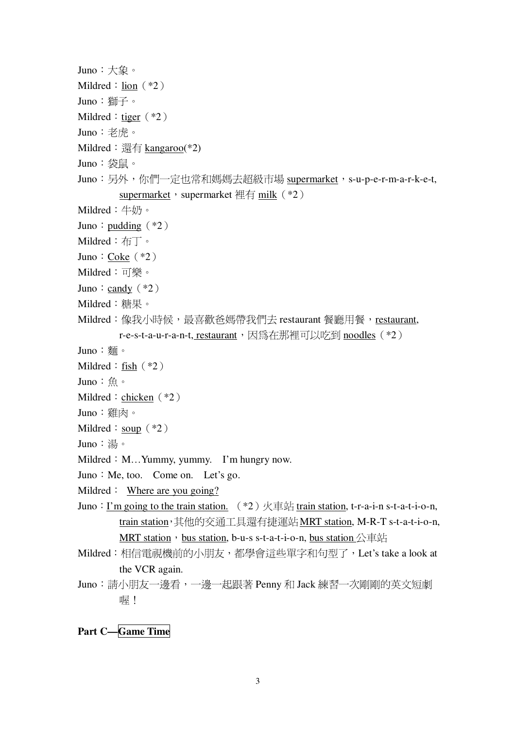Juno：大象。

Mildred：<u>lion</u>（*2）

Juno：獅子。

Mildred：<u>tiger</u>（*2）

Juno：老虎。

Mildred：還有 <u>kangaroo</u>(*2)

Juno：袋鼠。

Juno：另外，你們一定也常和媽媽去超級市場 <u>supermarket</u>，s-u-p-e-r-m-a-r-k-e-t, <u>supermarket</u>，supermarket 裡有 <u>milk</u>（*2）

Mildred：牛奶。

Juno：<u>pudding</u>（*2）

Mildred：布丁。

Juno：<u>Coke</u>（*2）

Mildred：可樂。

Juno：<u>candy</u>（*2）

Mildred：糖果。

Mildred：像我小時候，最喜歡爸媽帶我們去 restaurant 餐廳用餐，<u>restaurant</u>, r-e-s-t-a-u-r-a-n-t, <u>restaurant</u>，因為在那裡可以吃到 <u>noodles</u>（*2）

Juno：麵。

Mildred：<u>fish</u>（*2）

Juno：魚。

Mildred：<u>chicken</u>（*2）

Juno：雞肉。

Mildred：<u>soup</u>（*2）

Juno：湯。

Mildred：M…Yummy, yummy.　I'm hungry now.

Juno：Me, too.　Come on.　Let's go.

Mildred：<u>Where are you going?</u>

Juno：<u>I'm going to the train station.</u>（*2）火車站 <u>train station</u>, t-r-a-i-n s-t-a-t-i-o-n, <u>train station</u>,其他的交通工具還有捷運站 <u>MRT station</u>, M-R-T s-t-a-t-i-o-n, <u>MRT station</u>，<u>bus station</u>, b-u-s s-t-a-t-i-o-n, <u>bus station</u> 公車站

Mildred：相信電視機前的小朋友，都學會這些單字和句型了，Let's take a look at the VCR again.

Juno：請小朋友一邊看，一邊一起跟著 Penny 和 Jack 練習一次剛剛的英文短劇喔！

**Part C—Game Time**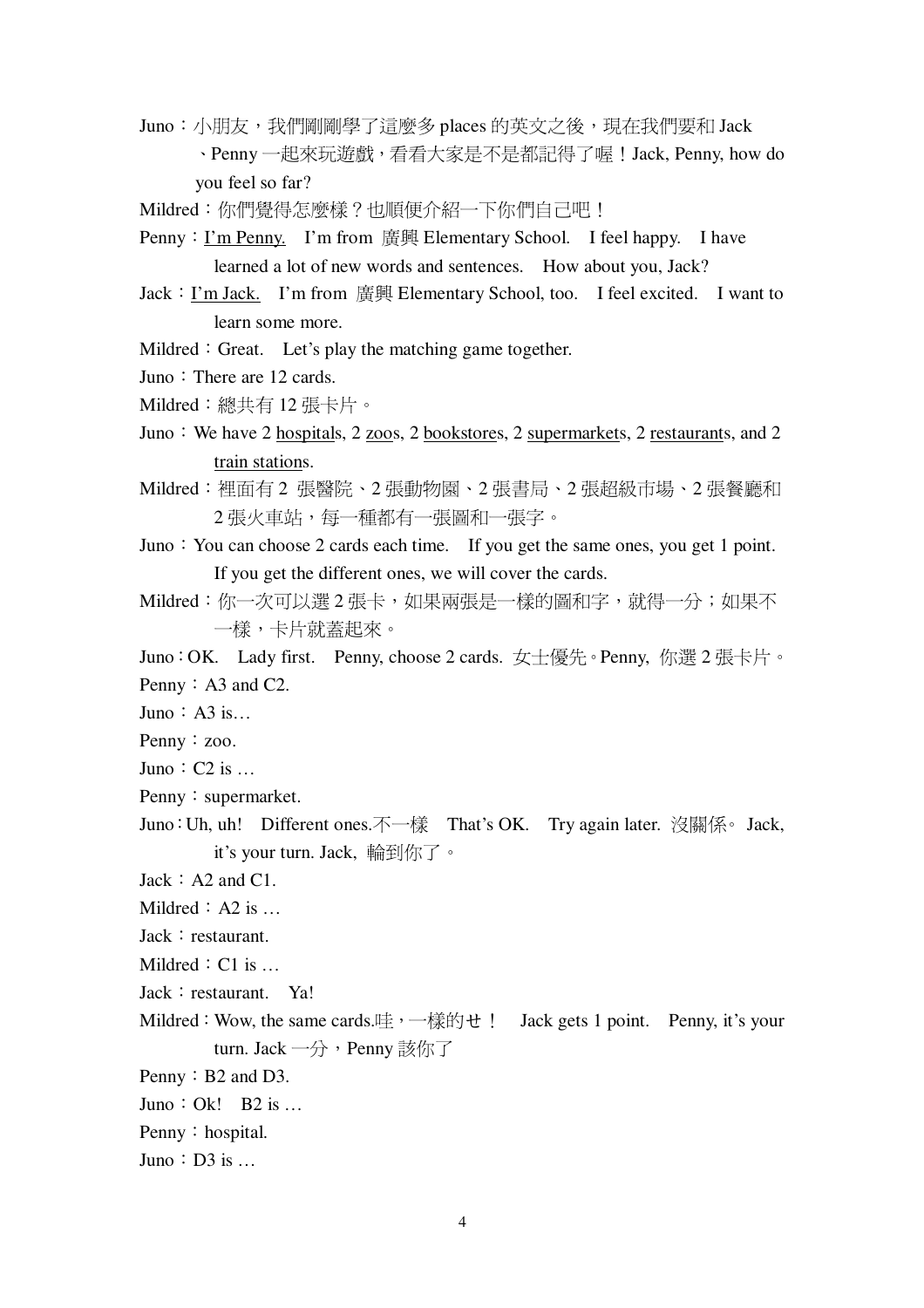Juno：小朋友，我們剛剛學了這麼多 places 的英文之後，現在我們要和 Jack、Penny 一起來玩遊戲，看看大家是不是都記得了喔！Jack, Penny, how do you feel so far?

Mildred：你們覺得怎麼樣？也順便介紹一下你們自己吧！

Penny：<u>I'm Penny.</u> I'm from 廣興 Elementary School. I feel happy. I have learned a lot of new words and sentences. How about you, Jack?

Jack：<u>I'm Jack.</u> I'm from 廣興 Elementary School, too. I feel excited. I want to learn some more.

Mildred：Great. Let's play the matching game together.

Juno：There are 12 cards.

Mildred：總共有 12 張卡片。

Juno：We have 2 <u>hospital</u>s, 2 <u>zoo</u>s, 2 <u>bookstore</u>s, 2 <u>supermarket</u>s, 2 <u>restaurant</u>s, and 2 <u>train station</u>s.

Mildred：裡面有 2 張醫院、2 張動物園、2 張書局、2 張超級市場、2 張餐廳和 2 張火車站，每一種都有一張圖和一張字。

Juno：You can choose 2 cards each time. If you get the same ones, you get 1 point. If you get the different ones, we will cover the cards.

Mildred：你一次可以選 2 張卡，如果兩張是一樣的圖和字，就得一分；如果不一樣，卡片就蓋起來。

Juno：OK. Lady first. Penny, choose 2 cards. 女士優先。Penny, 你選 2 張卡片。

Penny：A3 and C2.

Juno：A3 is…

Penny：zoo.

Juno：C2 is …

Penny：supermarket.

Juno：Uh, uh! Different ones.不一樣 That's OK. Try again later. 沒關係。 Jack, it's your turn. Jack, 輪到你了。

Jack：A2 and C1.

Mildred：A2 is …

Jack：restaurant.

Mildred：C1 is …

Jack：restaurant. Ya!

Mildred：Wow, the same cards.哇，一樣的ㄝ！ Jack gets 1 point. Penny, it's your turn. Jack 一分，Penny 該你了

Penny：B2 and D3.

Juno：Ok! B2 is …

Penny：hospital.

Juno：D3 is …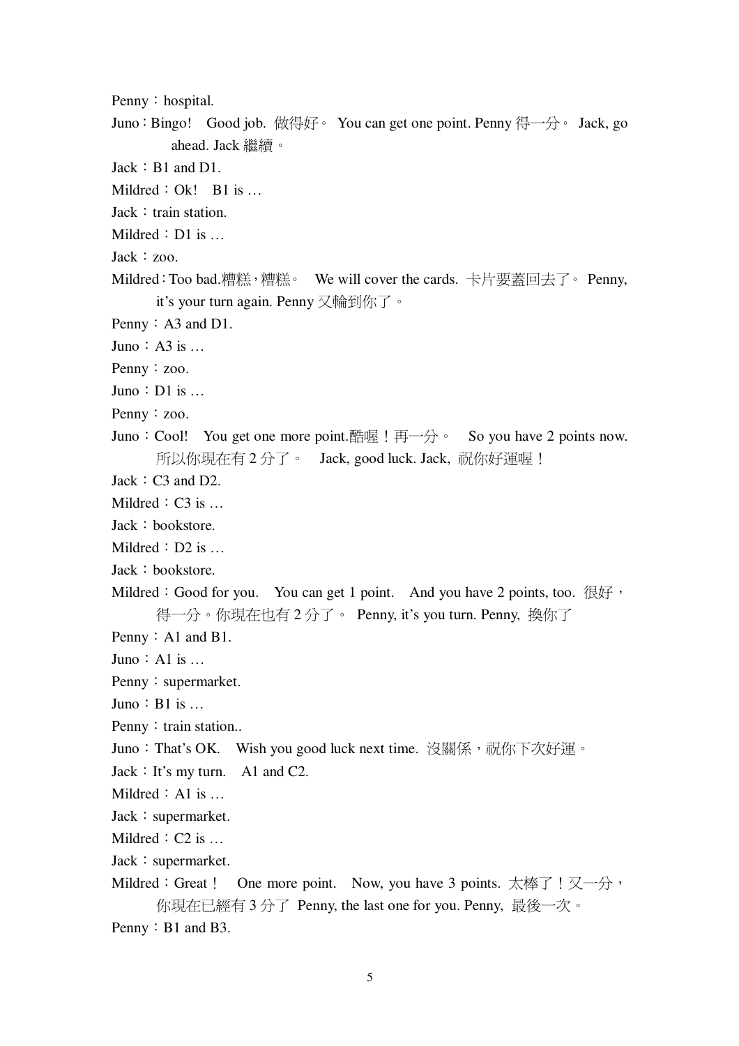Penny：hospital.

Juno：Bingo! Good job. 做得好。 You can get one point. Penny 得一分。 Jack, go ahead. Jack 繼續。

Jack：B1 and D1.

Mildred：Ok! B1 is …

Jack：train station.

Mildred：D1 is …

Jack：zoo.

Mildred：Too bad.糟糕，糟糕。 We will cover the cards. 卡片要蓋回去了。 Penny, it's your turn again. Penny 又輪到你了。

Penny：A3 and D1.

Juno：A3 is …

Penny：zoo.

Juno：D1 is …

Penny：zoo.

Juno：Cool! You get one more point.酷喔！再一分。 So you have 2 points now. 所以你現在有 2 分了。 Jack, good luck. Jack, 祝你好運喔！

Jack：C3 and D2.

Mildred：C3 is …

Jack：bookstore.

Mildred：D2 is …

Jack：bookstore.

Mildred：Good for you. You can get 1 point. And you have 2 points, too. 很好，得一分。你現在也有 2 分了。 Penny, it's you turn. Penny, 換你了

Penny：A1 and B1.

Juno：A1 is …

Penny：supermarket.

Juno：B1 is …

Penny：train station..

Juno：That's OK. Wish you good luck next time. 沒關係，祝你下次好運。

Jack：It's my turn. A1 and C2.

Mildred：A1 is …

Jack：supermarket.

Mildred：C2 is …

Jack：supermarket.

Mildred：Great！ One more point. Now, you have 3 points. 太棒了！又一分，你現在已經有 3 分了 Penny, the last one for you. Penny, 最後一次。

Penny：B1 and B3.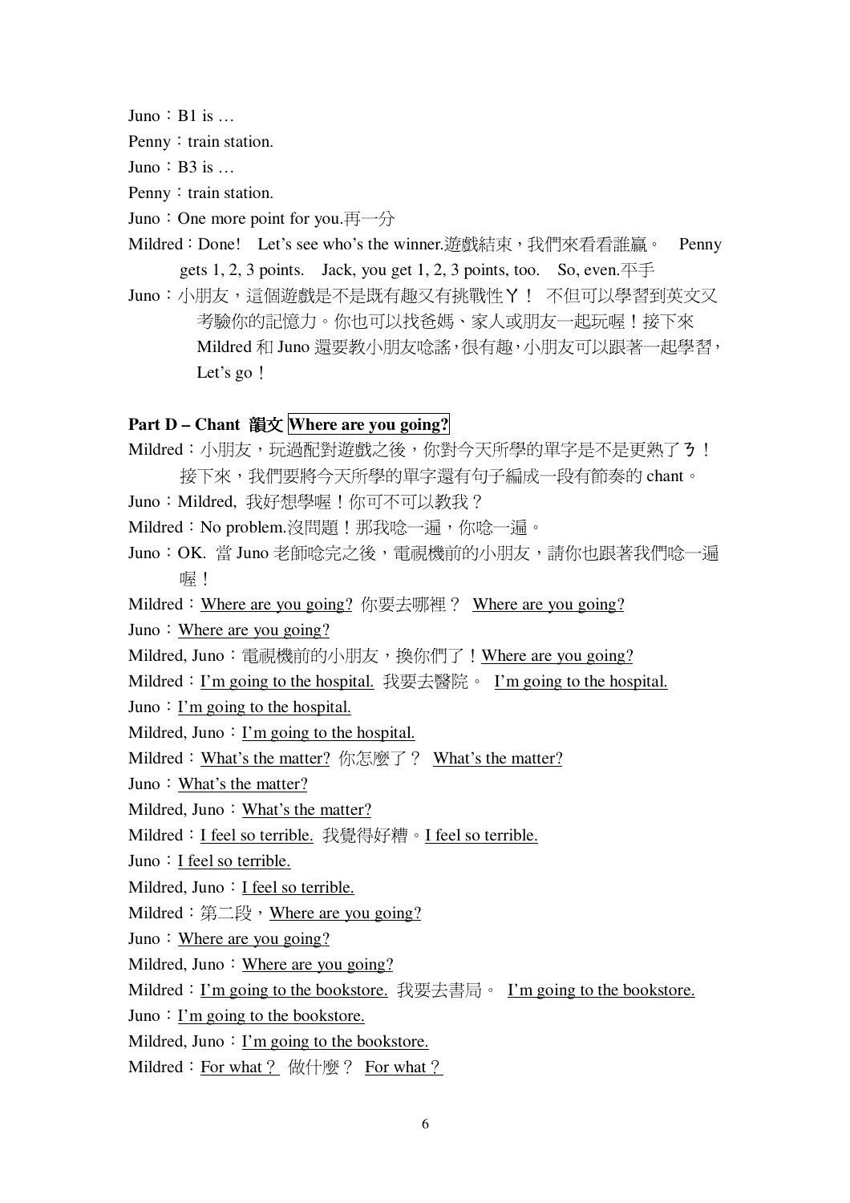Juno：B1 is …

Penny：train station.

Juno：B3 is …

Penny：train station.

Juno：One more point for you.再一分

Mildred：Done! Let's see who's the winner.遊戲結束，我們來看看誰贏。 Penny gets 1, 2, 3 points. Jack, you get 1, 2, 3 points, too. So, even.平手

Juno：小朋友，這個遊戲是不是既有趣又有挑戰性ㄚ！ 不但可以學習到英文又考驗你的記憶力。你也可以找爸媽、家人或朋友一起玩喔！接下來 Mildred 和 Juno 還要教小朋友唸謠，很有趣，小朋友可以跟著一起學習，Let's go！

**Part D – Chant 韻文 Where are you going?**

Mildred：小朋友，玩過配對遊戲之後，你對今天所學的單字是不是更熟了ㄋ！接下來，我們要將今天所學的單字還有句子編成一段有節奏的 chant。

Juno：Mildred, 我好想學喔！你可不可以教我？

Mildred：No problem.沒問題！那我唸一遍，你唸一遍。

Juno：OK. 當 Juno 老師唸完之後，電視機前的小朋友，請你也跟著我們唸一遍喔！

Mildred：<u>Where are you going?</u> 你要去哪裡？ <u>Where are you going?</u>

Juno：<u>Where are you going?</u>

Mildred, Juno：電視機前的小朋友，換你們了！<u>Where are you going?</u>

Mildred：<u>I'm going to the hospital.</u> 我要去醫院。 <u>I'm going to the hospital.</u>

Juno：<u>I'm going to the hospital.</u>

Mildred, Juno：<u>I'm going to the hospital.</u>

Mildred：<u>What's the matter?</u> 你怎麼了？ <u>What's the matter?</u>

Juno：<u>What's the matter?</u>

Mildred, Juno：<u>What's the matter?</u>

Mildred：<u>I feel so terrible.</u> 我覺得好糟。<u>I feel so terrible.</u>

Juno：<u>I feel so terrible.</u>

Mildred, Juno：<u>I feel so terrible.</u>

Mildred：第二段，<u>Where are you going?</u>

Juno：<u>Where are you going?</u>

Mildred, Juno：<u>Where are you going?</u>

Mildred：<u>I'm going to the bookstore.</u> 我要去書局。 <u>I'm going to the bookstore.</u>

Juno：<u>I'm going to the bookstore.</u>

Mildred, Juno：<u>I'm going to the bookstore.</u>

Mildred：<u>For what？</u> 做什麼？ <u>For what？</u>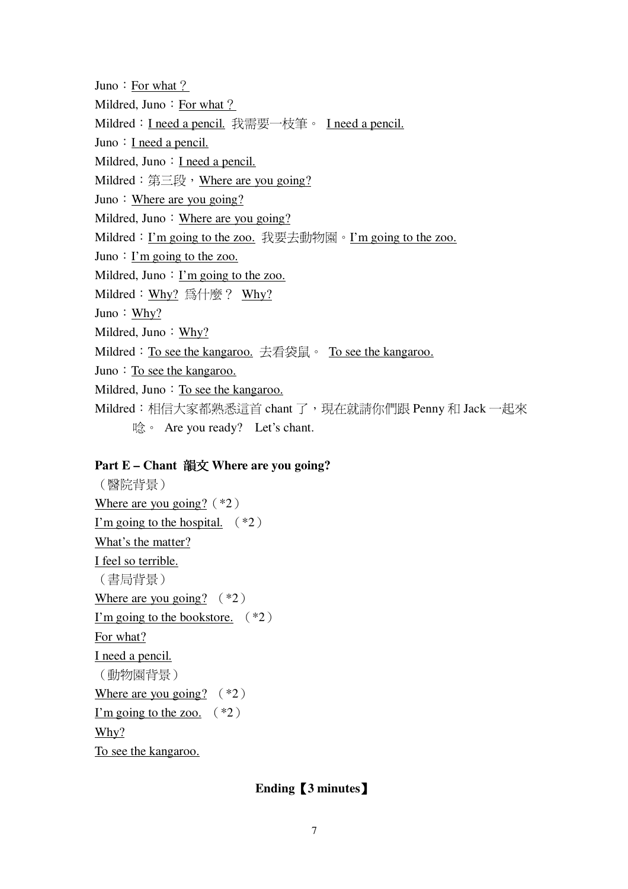Juno：For what？

Mildred, Juno：For what？

Mildred：I need a pencil. 我需要一枝筆。 I need a pencil.

Juno：I need a pencil.

Mildred, Juno：I need a pencil.

Mildred：第三段，Where are you going?

Juno：Where are you going?

Mildred, Juno：Where are you going?

Mildred：I'm going to the zoo. 我要去動物園。I'm going to the zoo.

Juno：I'm going to the zoo.

Mildred, Juno：I'm going to the zoo.

Mildred：Why? 爲什麼？ Why?

Juno：Why?

Mildred, Juno：Why?

Mildred：To see the kangaroo. 去看袋鼠。 To see the kangaroo.

Juno：To see the kangaroo.

Mildred, Juno：To see the kangaroo.

Mildred：相信大家都熟悉這首 chant 了，現在就請你們跟 Penny 和 Jack 一起來唸。 Are you ready? Let's chant.

**Part E – Chant 韻文 Where are you going?**

（醫院背景）

Where are you going?（*2）

I'm going to the hospital. （*2）

What's the matter?

I feel so terrible.

（書局背景）

Where are you going? （*2）

I'm going to the bookstore. （*2）

For what?

I need a pencil.

（動物園背景）

Where are you going? （*2）

I'm going to the zoo. （*2）

Why?

To see the kangaroo.

**Ending【3 minutes】**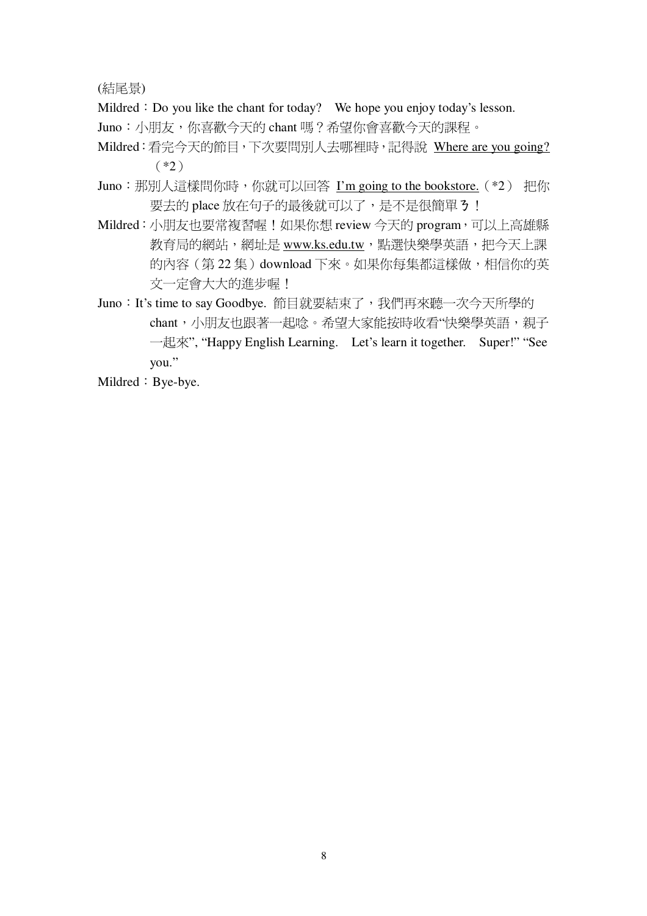(結尾景)

Mildred：Do you like the chant for today? We hope you enjoy today's lesson.

Juno：小朋友，你喜歡今天的 chant 嗎？希望你會喜歡今天的課程。

Mildred：看完今天的節目，下次要問別人去哪裡時，記得說 <u>Where are you going?</u>（*2）

Juno：那別人這樣問你時，你就可以回答 <u>I'm going to the bookstore.</u>（*2） 把你要去的 place 放在句子的最後就可以了，是不是很簡單ㄋ！

Mildred：小朋友也要常複習喔！如果你想 review 今天的 program，可以上高雄縣教育局的網站，網址是 <u>www.ks.edu.tw</u>，點選快樂學英語，把今天上課的內容（第 22 集）download 下來。如果你每集都這樣做，相信你的英文一定會大大的進步喔！

Juno：It's time to say Goodbye. 節目就要結束了，我們再來聽一次今天所學的 chant，小朋友也跟著一起唸。希望大家能按時收看"快樂學英語，親子一起來", "Happy English Learning. Let's learn it together. Super!" "See you."

Mildred：Bye-bye.